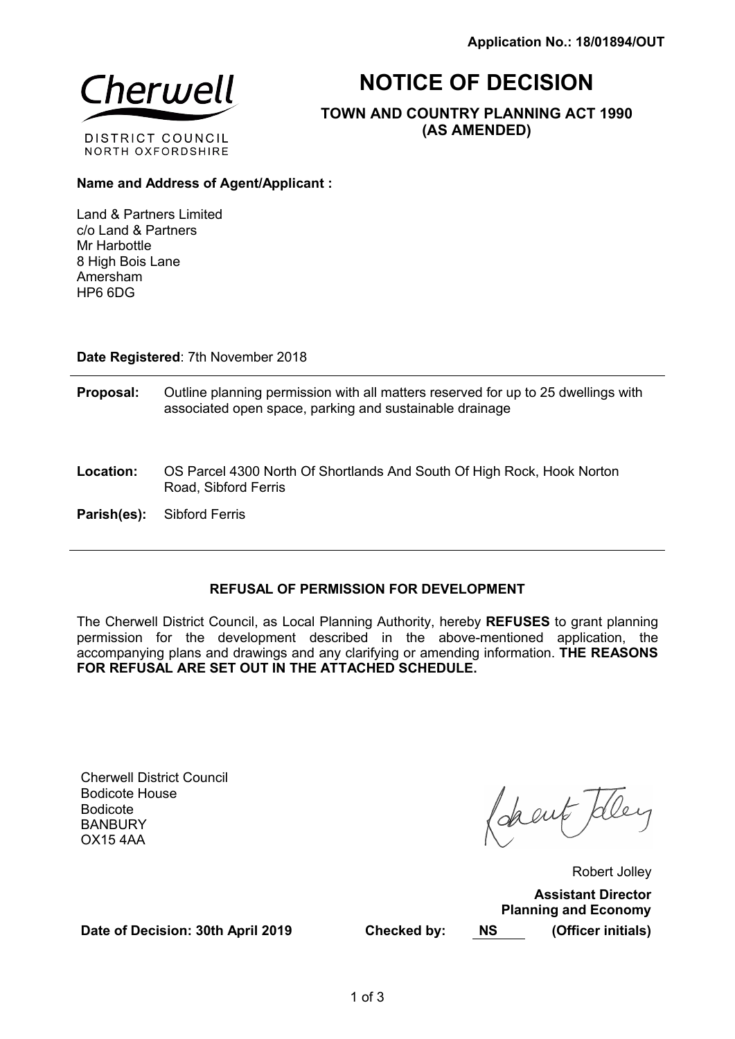**Application No.: 18/01894/OUT**

Cherwell
DISTRICT COUNCIL
NORTH OXFORDSHIRE

# NOTICE OF DECISION

**TOWN AND COUNTRY PLANNING ACT 1990 (AS AMENDED)**

**Name and Address of Agent/Applicant :**

Land & Partners Limited
c/o Land & Partners
Mr Harbottle
8 High Bois Lane
Amersham
HP6 6DG

**Date Registered**: 7th November 2018

---

**Proposal:** Outline planning permission with all matters reserved for up to 25 dwellings with associated open space, parking and sustainable drainage

**Location:** OS Parcel 4300 North Of Shortlands And South Of High Rock, Hook Norton Road, Sibford Ferris

**Parish(es):** Sibford Ferris

---

**REFUSAL OF PERMISSION FOR DEVELOPMENT**

The Cherwell District Council, as Local Planning Authority, hereby **REFUSES** to grant planning permission for the development described in the above-mentioned application, the accompanying plans and drawings and any clarifying or amending information. **THE REASONS FOR REFUSAL ARE SET OUT IN THE ATTACHED SCHEDULE.**

Cherwell District Council
Bodicote House
Bodicote
BANBURY
OX15 4AA

Robert Jolley

**Assistant Director Planning and Economy**

**Date of Decision: 30th April 2019** **Checked by:** NS **(Officer initials)**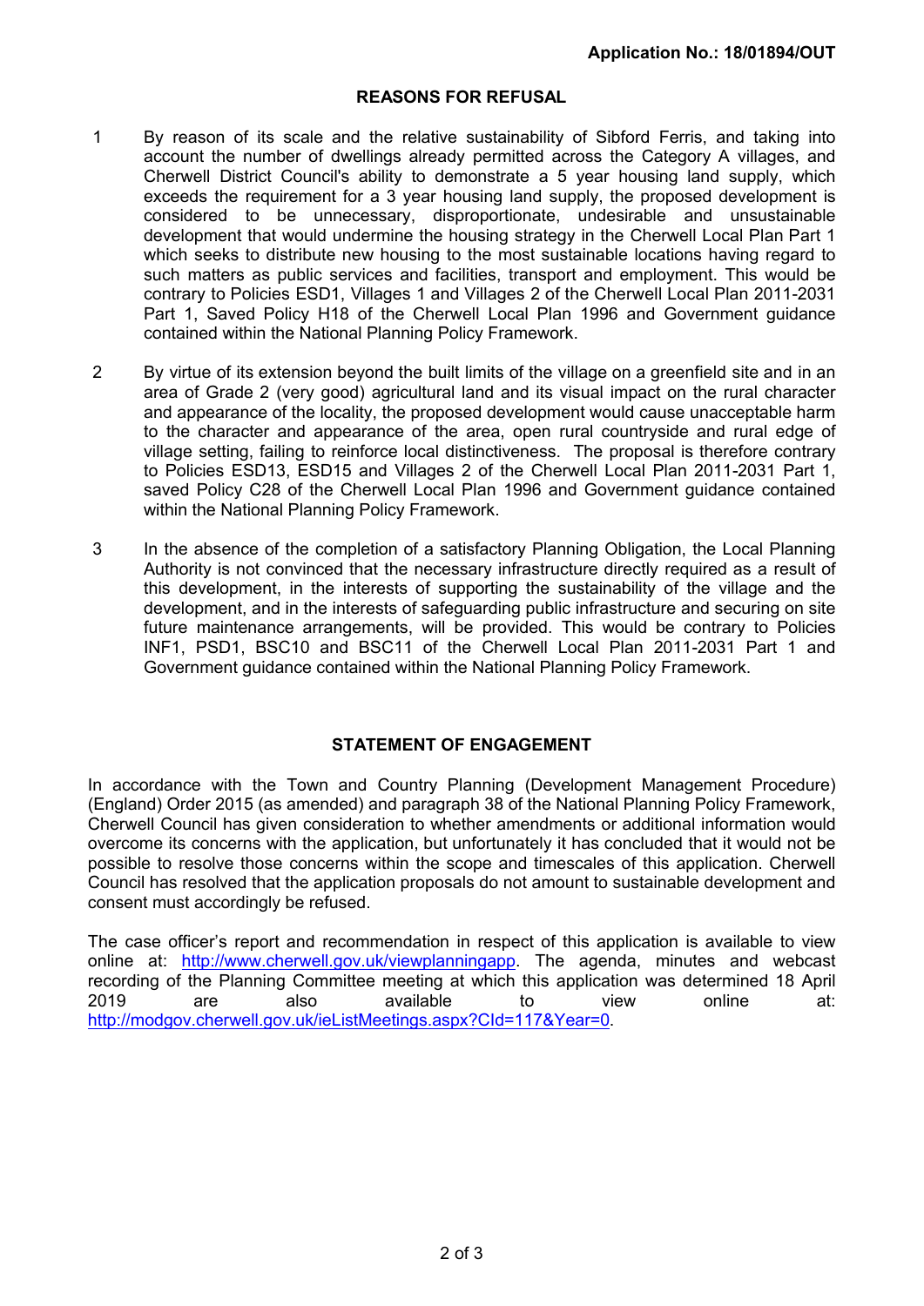**Application No.: 18/01894/OUT**

## REASONS FOR REFUSAL

1. By reason of its scale and the relative sustainability of Sibford Ferris, and taking into account the number of dwellings already permitted across the Category A villages, and Cherwell District Council's ability to demonstrate a 5 year housing land supply, which exceeds the requirement for a 3 year housing land supply, the proposed development is considered to be unnecessary, disproportionate, undesirable and unsustainable development that would undermine the housing strategy in the Cherwell Local Plan Part 1 which seeks to distribute new housing to the most sustainable locations having regard to such matters as public services and facilities, transport and employment. This would be contrary to Policies ESD1, Villages 1 and Villages 2 of the Cherwell Local Plan 2011-2031 Part 1, Saved Policy H18 of the Cherwell Local Plan 1996 and Government guidance contained within the National Planning Policy Framework.

2. By virtue of its extension beyond the built limits of the village on a greenfield site and in an area of Grade 2 (very good) agricultural land and its visual impact on the rural character and appearance of the locality, the proposed development would cause unacceptable harm to the character and appearance of the area, open rural countryside and rural edge of village setting, failing to reinforce local distinctiveness. The proposal is therefore contrary to Policies ESD13, ESD15 and Villages 2 of the Cherwell Local Plan 2011-2031 Part 1, saved Policy C28 of the Cherwell Local Plan 1996 and Government guidance contained within the National Planning Policy Framework.

3. In the absence of the completion of a satisfactory Planning Obligation, the Local Planning Authority is not convinced that the necessary infrastructure directly required as a result of this development, in the interests of supporting the sustainability of the village and the development, and in the interests of safeguarding public infrastructure and securing on site future maintenance arrangements, will be provided. This would be contrary to Policies INF1, PSD1, BSC10 and BSC11 of the Cherwell Local Plan 2011-2031 Part 1 and Government guidance contained within the National Planning Policy Framework.

## STATEMENT OF ENGAGEMENT

In accordance with the Town and Country Planning (Development Management Procedure) (England) Order 2015 (as amended) and paragraph 38 of the National Planning Policy Framework, Cherwell Council has given consideration to whether amendments or additional information would overcome its concerns with the application, but unfortunately it has concluded that it would not be possible to resolve those concerns within the scope and timescales of this application. Cherwell Council has resolved that the application proposals do not amount to sustainable development and consent must accordingly be refused.

The case officer's report and recommendation in respect of this application is available to view online at: [http://www.cherwell.gov.uk/viewplanningapp](http://www.cherwell.gov.uk/viewplanningapp). The agenda, minutes and webcast recording of the Planning Committee meeting at which this application was determined 18 April 2019 are also available to view online at: [http://modgov.cherwell.gov.uk/ieListMeetings.aspx?CId=117&Year=0](http://modgov.cherwell.gov.uk/ieListMeetings.aspx?CId=117&Year=0).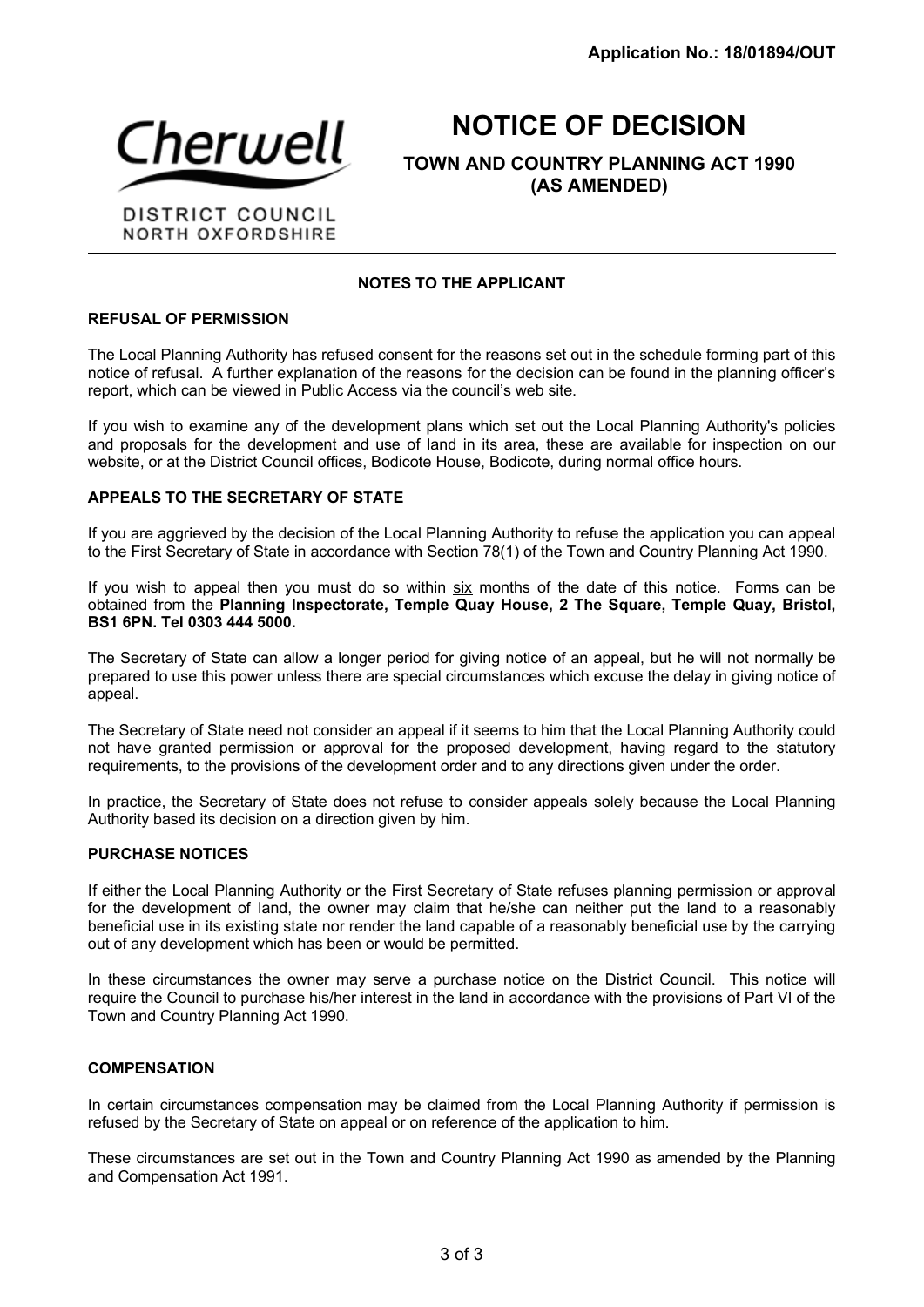**Application No.: 18/01894/OUT**

Cherwell

DISTRICT COUNCIL
NORTH OXFORDSHIRE

# NOTICE OF DECISION

## TOWN AND COUNTRY PLANNING ACT 1990 (AS AMENDED)

### NOTES TO THE APPLICANT

**REFUSAL OF PERMISSION**

The Local Planning Authority has refused consent for the reasons set out in the schedule forming part of this notice of refusal. A further explanation of the reasons for the decision can be found in the planning officer's report, which can be viewed in Public Access via the council's web site.

If you wish to examine any of the development plans which set out the Local Planning Authority's policies and proposals for the development and use of land in its area, these are available for inspection on our website, or at the District Council offices, Bodicote House, Bodicote, during normal office hours.

**APPEALS TO THE SECRETARY OF STATE**

If you are aggrieved by the decision of the Local Planning Authority to refuse the application you can appeal to the First Secretary of State in accordance with Section 78(1) of the Town and Country Planning Act 1990.

If you wish to appeal then you must do so within six months of the date of this notice. Forms can be obtained from the **Planning Inspectorate, Temple Quay House, 2 The Square, Temple Quay, Bristol, BS1 6PN. Tel 0303 444 5000.**

The Secretary of State can allow a longer period for giving notice of an appeal, but he will not normally be prepared to use this power unless there are special circumstances which excuse the delay in giving notice of appeal.

The Secretary of State need not consider an appeal if it seems to him that the Local Planning Authority could not have granted permission or approval for the proposed development, having regard to the statutory requirements, to the provisions of the development order and to any directions given under the order.

In practice, the Secretary of State does not refuse to consider appeals solely because the Local Planning Authority based its decision on a direction given by him.

**PURCHASE NOTICES**

If either the Local Planning Authority or the First Secretary of State refuses planning permission or approval for the development of land, the owner may claim that he/she can neither put the land to a reasonably beneficial use in its existing state nor render the land capable of a reasonably beneficial use by the carrying out of any development which has been or would be permitted.

In these circumstances the owner may serve a purchase notice on the District Council. This notice will require the Council to purchase his/her interest in the land in accordance with the provisions of Part VI of the Town and Country Planning Act 1990.

**COMPENSATION**

In certain circumstances compensation may be claimed from the Local Planning Authority if permission is refused by the Secretary of State on appeal or on reference of the application to him.

These circumstances are set out in the Town and Country Planning Act 1990 as amended by the Planning and Compensation Act 1991.